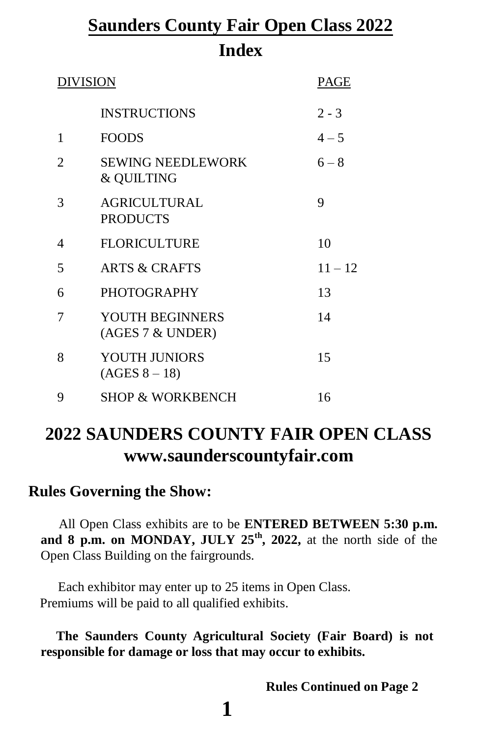# Saunders County Fair Open Class 2022

## Index

| DIVISION | | PAGE |
|---|---|---|
| | INSTRUCTIONS | 2 - 3 |
| 1 | FOODS | 4 – 5 |
| 2 | SEWING NEEDLEWORK & QUILTING | 6 – 8 |
| 3 | AGRICULTURAL PRODUCTS | 9 |
| 4 | FLORICULTURE | 10 |
| 5 | ARTS & CRAFTS | 11 – 12 |
| 6 | PHOTOGRAPHY | 13 |
| 7 | YOUTH BEGINNERS (AGES 7 & UNDER) | 14 |
| 8 | YOUTH JUNIORS (AGES 8 – 18) | 15 |
| 9 | SHOP & WORKBENCH | 16 |

## 2022 SAUNDERS COUNTY FAIR OPEN CLASS
## www.saunderscountyfair.com

### Rules Governing the Show:

All Open Class exhibits are to be **ENTERED BETWEEN 5:30 p.m. and 8 p.m. on MONDAY, JULY 25th, 2022,** at the north side of the Open Class Building on the fairgrounds.

Each exhibitor may enter up to 25 items in Open Class. Premiums will be paid to all qualified exhibits.

**The Saunders County Agricultural Society (Fair Board) is not responsible for damage or loss that may occur to exhibits.**

**Rules Continued on Page 2**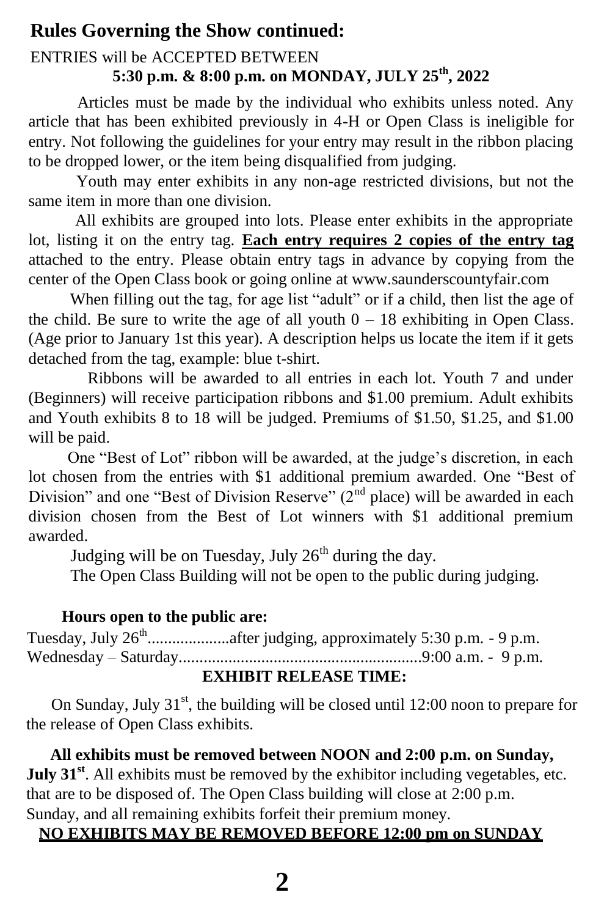## Rules Governing the Show continued:

ENTRIES will be ACCEPTED BETWEEN

**5:30 p.m. & 8:00 p.m. on MONDAY, JULY 25th, 2022**

Articles must be made by the individual who exhibits unless noted. Any article that has been exhibited previously in 4-H or Open Class is ineligible for entry. Not following the guidelines for your entry may result in the ribbon placing to be dropped lower, or the item being disqualified from judging.

Youth may enter exhibits in any non-age restricted divisions, but not the same item in more than one division.

All exhibits are grouped into lots. Please enter exhibits in the appropriate lot, listing it on the entry tag. **Each entry requires 2 copies of the entry tag** attached to the entry. Please obtain entry tags in advance by copying from the center of the Open Class book or going online at www.saunderscountyfair.com

When filling out the tag, for age list "adult" or if a child, then list the age of the child. Be sure to write the age of all youth 0 – 18 exhibiting in Open Class. (Age prior to January 1st this year). A description helps us locate the item if it gets detached from the tag, example: blue t-shirt.

Ribbons will be awarded to all entries in each lot. Youth 7 and under (Beginners) will receive participation ribbons and $1.00 premium. Adult exhibits and Youth exhibits 8 to 18 will be judged. Premiums of $1.50, $1.25, and $1.00 will be paid.

One "Best of Lot" ribbon will be awarded, at the judge's discretion, in each lot chosen from the entries with $1 additional premium awarded. One "Best of Division" and one "Best of Division Reserve" (2nd place) will be awarded in each division chosen from the Best of Lot winners with $1 additional premium awarded.

Judging will be on Tuesday, July 26th during the day.

The Open Class Building will not be open to the public during judging.

**Hours open to the public are:**

Tuesday, July 26th....................after judging, approximately 5:30 p.m. - 9 p.m.
Wednesday – Saturday...........................................................9:00 a.m. - 9 p.m.

**EXHIBIT RELEASE TIME:**

On Sunday, July 31st, the building will be closed until 12:00 noon to prepare for the release of Open Class exhibits.

**All exhibits must be removed between NOON and 2:00 p.m. on Sunday, July 31st**. All exhibits must be removed by the exhibitor including vegetables, etc. that are to be disposed of. The Open Class building will close at 2:00 p.m. Sunday, and all remaining exhibits forfeit their premium money.

**NO EXHIBITS MAY BE REMOVED BEFORE 12:00 pm on SUNDAY**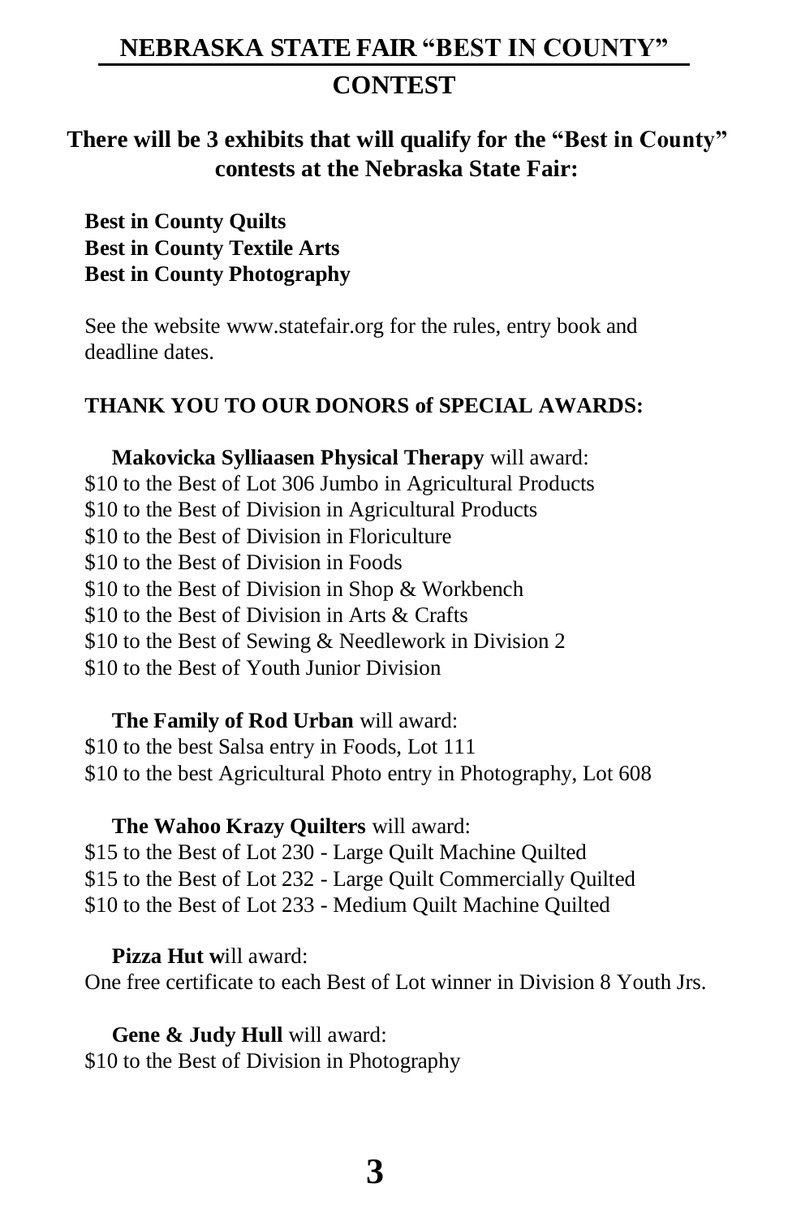# NEBRASKA STATE FAIR "BEST IN COUNTY" CONTEST

## There will be 3 exhibits that will qualify for the "Best in County" contests at the Nebraska State Fair:

**Best in County Quilts**
**Best in County Textile Arts**
**Best in County Photography**

See the website www.statefair.org for the rules, entry book and deadline dates.

**THANK YOU TO OUR DONORS of SPECIAL AWARDS:**

**Makovicka Sylliaasen Physical Therapy** will award:
$10 to the Best of Lot 306 Jumbo in Agricultural Products
$10 to the Best of Division in Agricultural Products
$10 to the Best of Division in Floriculture
$10 to the Best of Division in Foods
$10 to the Best of Division in Shop & Workbench
$10 to the Best of Division in Arts & Crafts
$10 to the Best of Sewing & Needlework in Division 2
$10 to the Best of Youth Junior Division

**The Family of Rod Urban** will award:
$10 to the best Salsa entry in Foods, Lot 111
$10 to the best Agricultural Photo entry in Photography, Lot 608

**The Wahoo Krazy Quilters** will award:
$15 to the Best of Lot 230 - Large Quilt Machine Quilted
$15 to the Best of Lot 232 - Large Quilt Commercially Quilted
$10 to the Best of Lot 233 - Medium Quilt Machine Quilted

**Pizza Hut w**ill award:
One free certificate to each Best of Lot winner in Division 8 Youth Jrs.

**Gene & Judy Hull** will award:
$10 to the Best of Division in Photography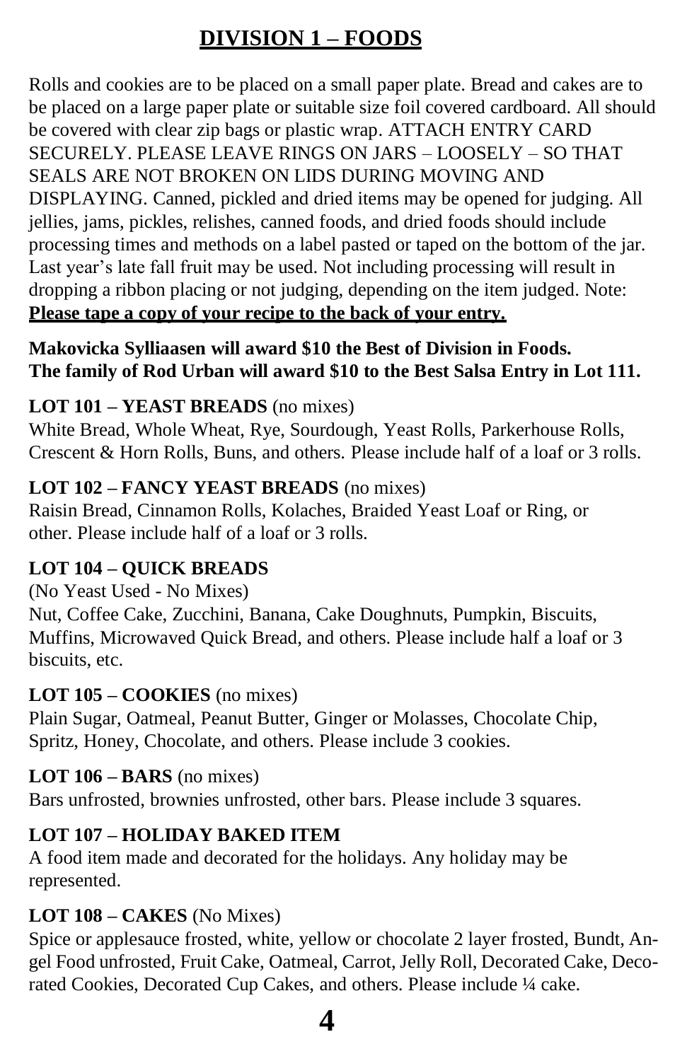# DIVISION 1 – FOODS

Rolls and cookies are to be placed on a small paper plate. Bread and cakes are to be placed on a large paper plate or suitable size foil covered cardboard. All should be covered with clear zip bags or plastic wrap. ATTACH ENTRY CARD SECURELY. PLEASE LEAVE RINGS ON JARS – LOOSELY – SO THAT SEALS ARE NOT BROKEN ON LIDS DURING MOVING AND DISPLAYING. Canned, pickled and dried items may be opened for judging. All jellies, jams, pickles, relishes, canned foods, and dried foods should include processing times and methods on a label pasted or taped on the bottom of the jar. Last year's late fall fruit may be used. Not including processing will result in dropping a ribbon placing or not judging, depending on the item judged. Note: **Please tape a copy of your recipe to the back of your entry.**

**Makovicka Sylliaasen will award $10 the Best of Division in Foods.**
**The family of Rod Urban will award $10 to the Best Salsa Entry in Lot 111.**

**LOT 101 – YEAST BREADS** (no mixes)
White Bread, Whole Wheat, Rye, Sourdough, Yeast Rolls, Parkerhouse Rolls, Crescent & Horn Rolls, Buns, and others. Please include half of a loaf or 3 rolls.

**LOT 102 – FANCY YEAST BREADS** (no mixes)
Raisin Bread, Cinnamon Rolls, Kolaches, Braided Yeast Loaf or Ring, or other. Please include half of a loaf or 3 rolls.

**LOT 104 – QUICK BREADS**
(No Yeast Used - No Mixes)
Nut, Coffee Cake, Zucchini, Banana, Cake Doughnuts, Pumpkin, Biscuits, Muffins, Microwaved Quick Bread, and others. Please include half a loaf or 3 biscuits, etc.

**LOT 105 – COOKIES** (no mixes)
Plain Sugar, Oatmeal, Peanut Butter, Ginger or Molasses, Chocolate Chip, Spritz, Honey, Chocolate, and others. Please include 3 cookies.

**LOT 106 – BARS** (no mixes)
Bars unfrosted, brownies unfrosted, other bars. Please include 3 squares.

**LOT 107 – HOLIDAY BAKED ITEM**
A food item made and decorated for the holidays. Any holiday may be represented.

**LOT 108 – CAKES** (No Mixes)
Spice or applesauce frosted, white, yellow or chocolate 2 layer frosted, Bundt, Angel Food unfrosted, Fruit Cake, Oatmeal, Carrot, Jelly Roll, Decorated Cake, Decorated Cookies, Decorated Cup Cakes, and others. Please include ¼ cake.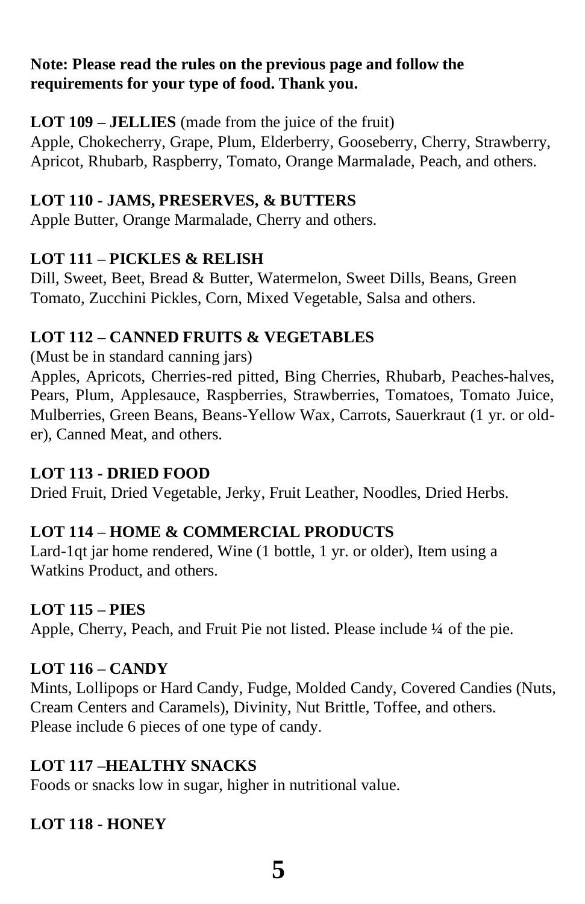**Note: Please read the rules on the previous page and follow the requirements for your type of food. Thank you.**

**LOT 109 – JELLIES** (made from the juice of the fruit)
Apple, Chokecherry, Grape, Plum, Elderberry, Gooseberry, Cherry, Strawberry, Apricot, Rhubarb, Raspberry, Tomato, Orange Marmalade, Peach, and others.

**LOT 110 - JAMS, PRESERVES, & BUTTERS**
Apple Butter, Orange Marmalade, Cherry and others.

**LOT 111 – PICKLES & RELISH**
Dill, Sweet, Beet, Bread & Butter, Watermelon, Sweet Dills, Beans, Green Tomato, Zucchini Pickles, Corn, Mixed Vegetable, Salsa and others.

**LOT 112 – CANNED FRUITS & VEGETABLES**
(Must be in standard canning jars)
Apples, Apricots, Cherries-red pitted, Bing Cherries, Rhubarb, Peaches-halves, Pears, Plum, Applesauce, Raspberries, Strawberries, Tomatoes, Tomato Juice, Mulberries, Green Beans, Beans-Yellow Wax, Carrots, Sauerkraut (1 yr. or older), Canned Meat, and others.

**LOT 113 - DRIED FOOD**
Dried Fruit, Dried Vegetable, Jerky, Fruit Leather, Noodles, Dried Herbs.

**LOT 114 – HOME & COMMERCIAL PRODUCTS**
Lard-1qt jar home rendered, Wine (1 bottle, 1 yr. or older), Item using a Watkins Product, and others.

**LOT 115 – PIES**
Apple, Cherry, Peach, and Fruit Pie not listed. Please include ¼ of the pie.

**LOT 116 – CANDY**
Mints, Lollipops or Hard Candy, Fudge, Molded Candy, Covered Candies (Nuts, Cream Centers and Caramels), Divinity, Nut Brittle, Toffee, and others.
Please include 6 pieces of one type of candy.

**LOT 117 –HEALTHY SNACKS**
Foods or snacks low in sugar, higher in nutritional value.

**LOT 118 - HONEY**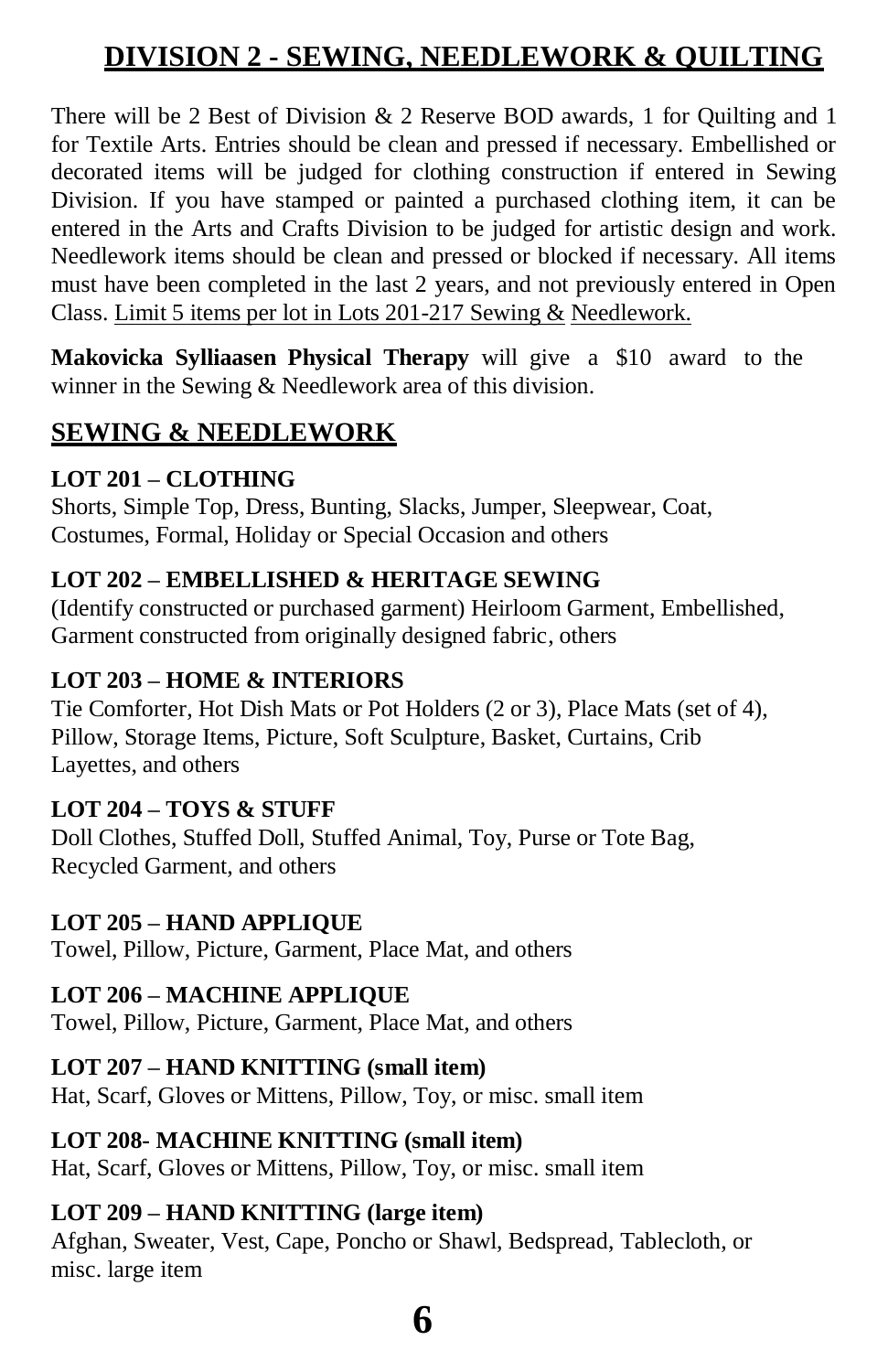# DIVISION 2 - SEWING, NEEDLEWORK & QUILTING

There will be 2 Best of Division & 2 Reserve BOD awards, 1 for Quilting and 1 for Textile Arts. Entries should be clean and pressed if necessary. Embellished or decorated items will be judged for clothing construction if entered in Sewing Division. If you have stamped or painted a purchased clothing item, it can be entered in the Arts and Crafts Division to be judged for artistic design and work. Needlework items should be clean and pressed or blocked if necessary. All items must have been completed in the last 2 years, and not previously entered in Open Class. Limit 5 items per lot in Lots 201-217 Sewing & Needlework.

**Makovicka Sylliaasen Physical Therapy** will give a $10 award to the winner in the Sewing & Needlework area of this division.

## SEWING & NEEDLEWORK

**LOT 201 – CLOTHING**
Shorts, Simple Top, Dress, Bunting, Slacks, Jumper, Sleepwear, Coat, Costumes, Formal, Holiday or Special Occasion and others

**LOT 202 – EMBELLISHED & HERITAGE SEWING**
(Identify constructed or purchased garment) Heirloom Garment, Embellished, Garment constructed from originally designed fabric, others

**LOT 203 – HOME & INTERIORS**
Tie Comforter, Hot Dish Mats or Pot Holders (2 or 3), Place Mats (set of 4), Pillow, Storage Items, Picture, Soft Sculpture, Basket, Curtains, Crib Layettes, and others

**LOT 204 – TOYS & STUFF**
Doll Clothes, Stuffed Doll, Stuffed Animal, Toy, Purse or Tote Bag, Recycled Garment, and others

**LOT 205 – HAND APPLIQUE**
Towel, Pillow, Picture, Garment, Place Mat, and others

**LOT 206 – MACHINE APPLIQUE**
Towel, Pillow, Picture, Garment, Place Mat, and others

**LOT 207 – HAND KNITTING (small item)**
Hat, Scarf, Gloves or Mittens, Pillow, Toy, or misc. small item

**LOT 208- MACHINE KNITTING (small item)**
Hat, Scarf, Gloves or Mittens, Pillow, Toy, or misc. small item

**LOT 209 – HAND KNITTING (large item)**
Afghan, Sweater, Vest, Cape, Poncho or Shawl, Bedspread, Tablecloth, or misc. large item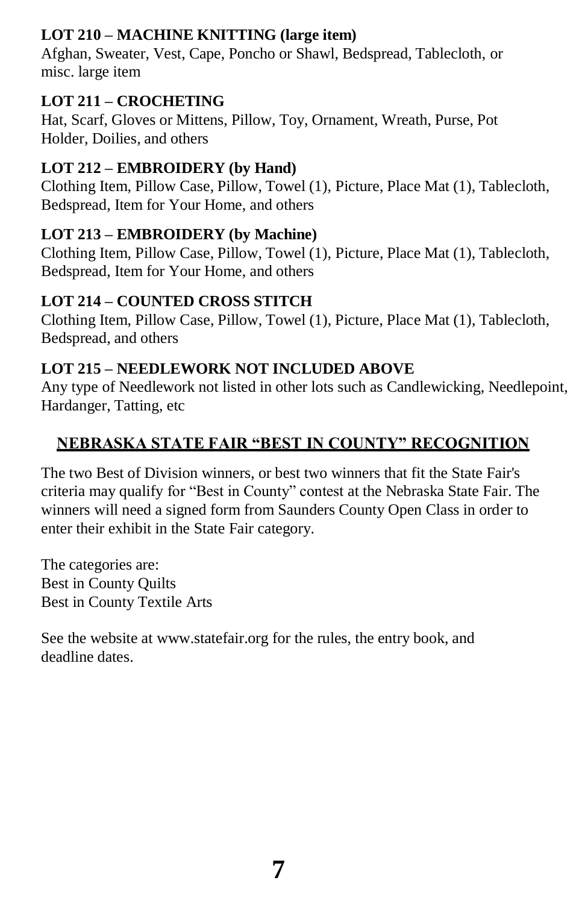**LOT 210 – MACHINE KNITTING (large item)**
Afghan, Sweater, Vest, Cape, Poncho or Shawl, Bedspread, Tablecloth, or misc. large item

**LOT 211 – CROCHETING**
Hat, Scarf, Gloves or Mittens, Pillow, Toy, Ornament, Wreath, Purse, Pot Holder, Doilies, and others

**LOT 212 – EMBROIDERY (by Hand)**
Clothing Item, Pillow Case, Pillow, Towel (1), Picture, Place Mat (1), Tablecloth, Bedspread, Item for Your Home, and others

**LOT 213 – EMBROIDERY (by Machine)**
Clothing Item, Pillow Case, Pillow, Towel (1), Picture, Place Mat (1), Tablecloth, Bedspread, Item for Your Home, and others

**LOT 214 – COUNTED CROSS STITCH**
Clothing Item, Pillow Case, Pillow, Towel (1), Picture, Place Mat (1), Tablecloth, Bedspread, and others

**LOT 215 – NEEDLEWORK NOT INCLUDED ABOVE**
Any type of Needlework not listed in other lots such as Candlewicking, Needlepoint, Hardanger, Tatting, etc

## NEBRASKA STATE FAIR "BEST IN COUNTY" RECOGNITION

The two Best of Division winners, or best two winners that fit the State Fair's criteria may qualify for "Best in County" contest at the Nebraska State Fair. The winners will need a signed form from Saunders County Open Class in order to enter their exhibit in the State Fair category.

The categories are:
Best in County Quilts
Best in County Textile Arts

See the website at www.statefair.org for the rules, the entry book, and deadline dates.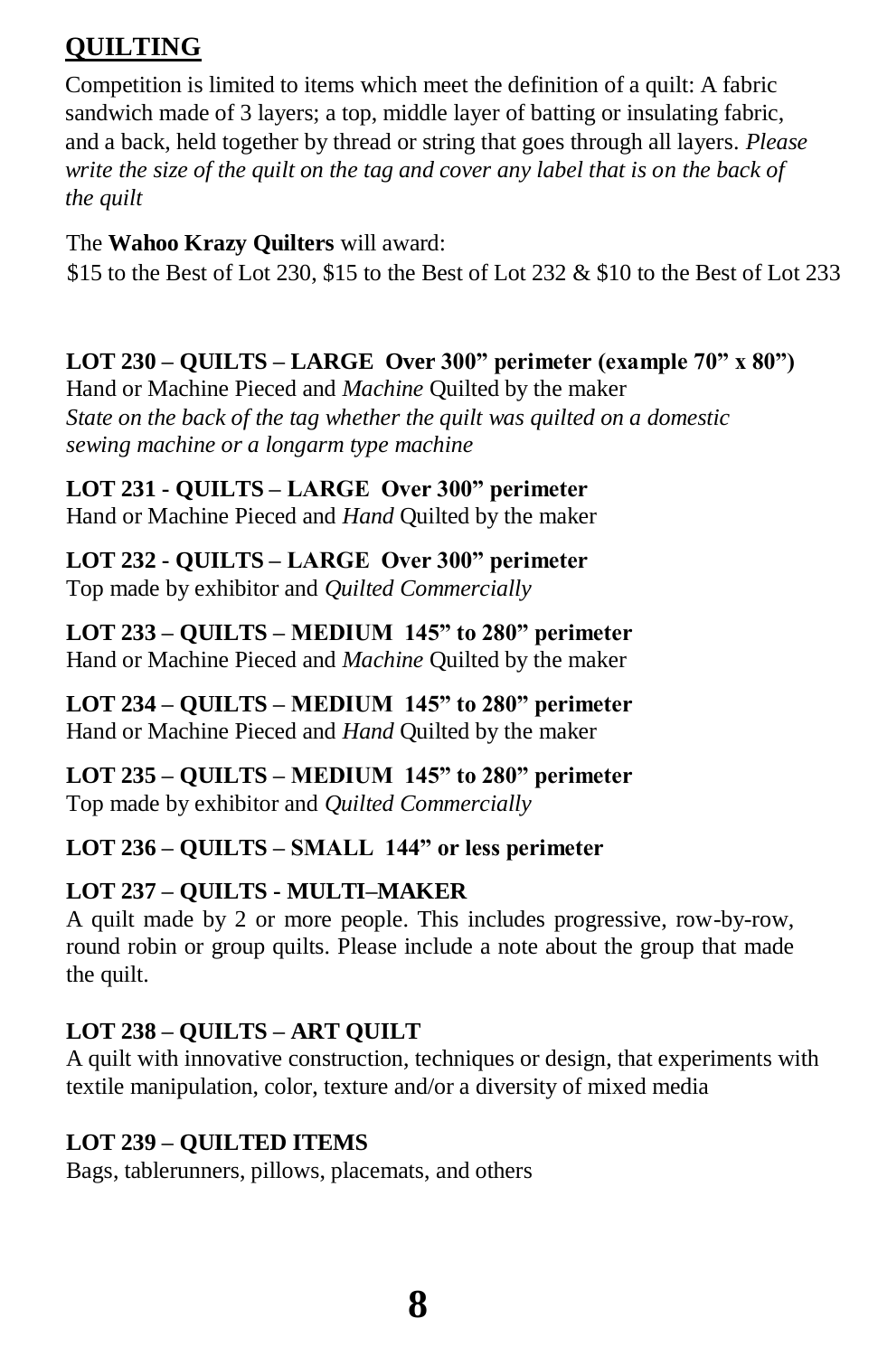## QUILTING

Competition is limited to items which meet the definition of a quilt: A fabric sandwich made of 3 layers; a top, middle layer of batting or insulating fabric, and a back, held together by thread or string that goes through all layers. *Please write the size of the quilt on the tag and cover any label that is on the back of the quilt*

The **Wahoo Krazy Quilters** will award:
$15 to the Best of Lot 230, $15 to the Best of Lot 232 & $10 to the Best of Lot 233

**LOT 230 – QUILTS – LARGE Over 300” perimeter (example 70” x 80”)**
Hand or Machine Pieced and *Machine* Quilted by the maker
*State on the back of the tag whether the quilt was quilted on a domestic sewing machine or a longarm type machine*

**LOT 231 - QUILTS – LARGE Over 300” perimeter**
Hand or Machine Pieced and *Hand* Quilted by the maker

**LOT 232 - QUILTS – LARGE Over 300” perimeter**
Top made by exhibitor and *Quilted Commercially*

**LOT 233 – QUILTS – MEDIUM 145” to 280” perimeter**
Hand or Machine Pieced and *Machine* Quilted by the maker

**LOT 234 – QUILTS – MEDIUM 145” to 280” perimeter**
Hand or Machine Pieced and *Hand* Quilted by the maker

**LOT 235 – QUILTS – MEDIUM 145” to 280” perimeter**
Top made by exhibitor and *Quilted Commercially*

**LOT 236 – QUILTS – SMALL 144” or less perimeter**

**LOT 237 – QUILTS - MULTI–MAKER**
A quilt made by 2 or more people. This includes progressive, row-by-row, round robin or group quilts. Please include a note about the group that made the quilt.

**LOT 238 – QUILTS – ART QUILT**
A quilt with innovative construction, techniques or design, that experiments with textile manipulation, color, texture and/or a diversity of mixed media

**LOT 239 – QUILTED ITEMS**
Bags, tablerunners, pillows, placemats, and others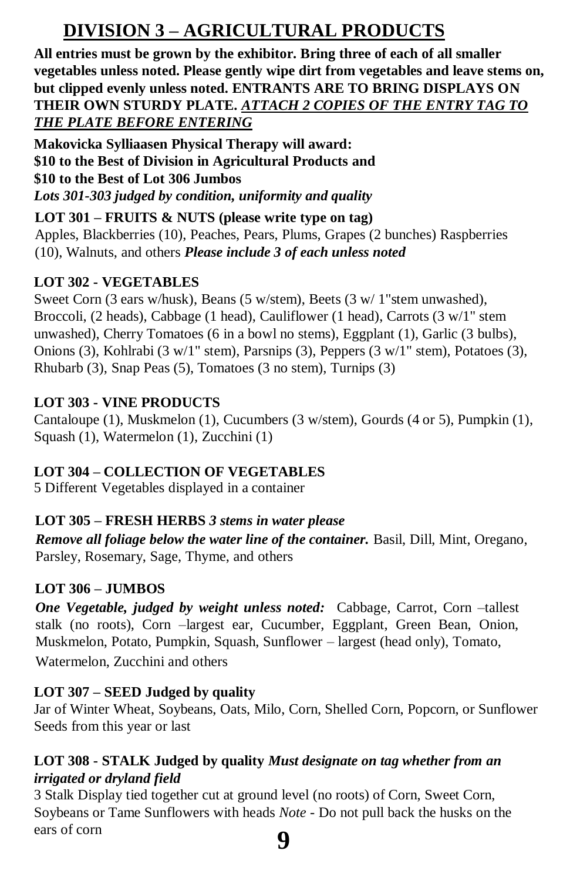# DIVISION 3 – AGRICULTURAL PRODUCTS

**All entries must be grown by the exhibitor. Bring three of each of all smaller vegetables unless noted. Please gently wipe dirt from vegetables and leave stems on, but clipped evenly unless noted. ENTRANTS ARE TO BRING DISPLAYS ON THEIR OWN STURDY PLATE. *ATTACH 2 COPIES OF THE ENTRY TAG TO THE PLATE BEFORE ENTERING***

**Makovicka Sylliaasen Physical Therapy will award:**
**$10 to the Best of Division in Agricultural Products and**
**$10 to the Best of Lot 306 Jumbos**
***Lots 301-303 judged by condition, uniformity and quality***

**LOT 301 – FRUITS & NUTS (please write type on tag)**
Apples, Blackberries (10), Peaches, Pears, Plums, Grapes (2 bunches) Raspberries (10), Walnuts, and others ***Please include 3 of each unless noted***

**LOT 302 - VEGETABLES**
Sweet Corn (3 ears w/husk), Beans (5 w/stem), Beets (3 w/ 1"stem unwashed), Broccoli, (2 heads), Cabbage (1 head), Cauliflower (1 head), Carrots (3 w/1" stem unwashed), Cherry Tomatoes (6 in a bowl no stems), Eggplant (1), Garlic (3 bulbs), Onions (3), Kohlrabi (3 w/1" stem), Parsnips (3), Peppers (3 w/1" stem), Potatoes (3), Rhubarb (3), Snap Peas (5), Tomatoes (3 no stem), Turnips (3)

**LOT 303 - VINE PRODUCTS**
Cantaloupe (1), Muskmelon (1), Cucumbers (3 w/stem), Gourds (4 or 5), Pumpkin (1), Squash (1), Watermelon (1), Zucchini (1)

**LOT 304 – COLLECTION OF VEGETABLES**
5 Different Vegetables displayed in a container

**LOT 305 – FRESH HERBS** ***3 stems in water please***
***Remove all foliage below the water line of the container.*** Basil, Dill, Mint, Oregano, Parsley, Rosemary, Sage, Thyme, and others

**LOT 306 – JUMBOS**
***One Vegetable, judged by weight unless noted:*** Cabbage, Carrot, Corn –tallest stalk (no roots), Corn –largest ear, Cucumber, Eggplant, Green Bean, Onion, Muskmelon, Potato, Pumpkin, Squash, Sunflower – largest (head only), Tomato, Watermelon, Zucchini and others

**LOT 307 – SEED Judged by quality**
Jar of Winter Wheat, Soybeans, Oats, Milo, Corn, Shelled Corn, Popcorn, or Sunflower Seeds from this year or last

**LOT 308 - STALK Judged by quality** ***Must designate on tag whether from an irrigated or dryland field***
3 Stalk Display tied together cut at ground level (no roots) of Corn, Sweet Corn, Soybeans or Tame Sunflowers with heads *Note* - Do not pull back the husks on the ears of corn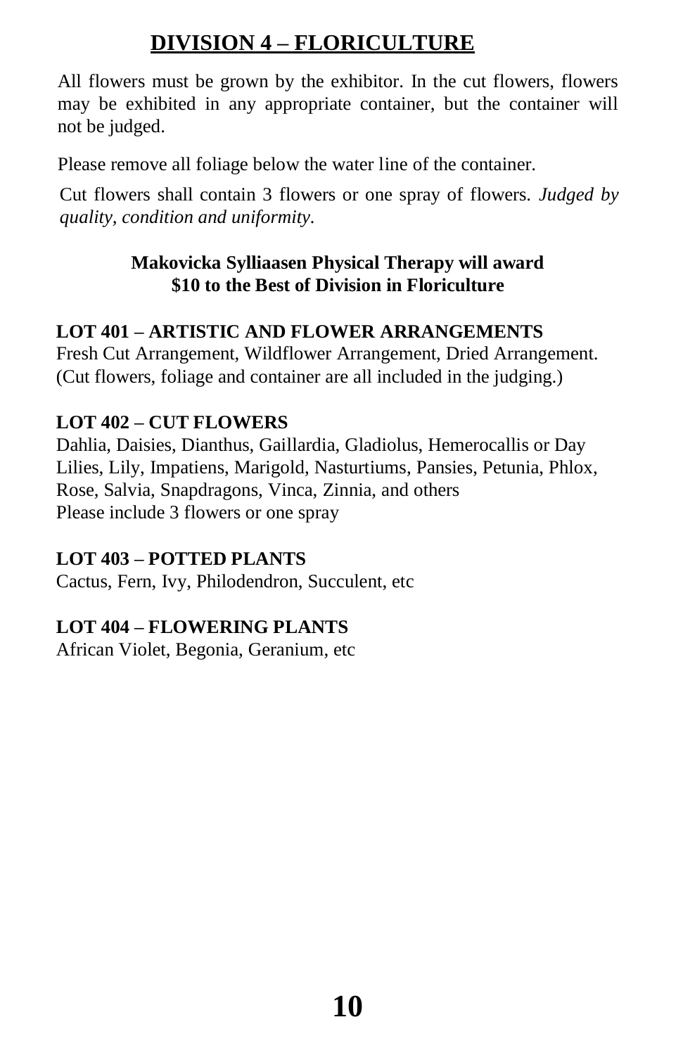# DIVISION 4 – FLORICULTURE

All flowers must be grown by the exhibitor. In the cut flowers, flowers may be exhibited in any appropriate container, but the container will not be judged.

Please remove all foliage below the water line of the container.

Cut flowers shall contain 3 flowers or one spray of flowers. *Judged by quality, condition and uniformity.*

**Makovicka Sylliaasen Physical Therapy will award $10 to the Best of Division in Floriculture**

**LOT 401 – ARTISTIC AND FLOWER ARRANGEMENTS**
Fresh Cut Arrangement, Wildflower Arrangement, Dried Arrangement. (Cut flowers, foliage and container are all included in the judging.)

**LOT 402 – CUT FLOWERS**
Dahlia, Daisies, Dianthus, Gaillardia, Gladiolus, Hemerocallis or Day Lilies, Lily, Impatiens, Marigold, Nasturtiums, Pansies, Petunia, Phlox, Rose, Salvia, Snapdragons, Vinca, Zinnia, and others
Please include 3 flowers or one spray

**LOT 403 – POTTED PLANTS**
Cactus, Fern, Ivy, Philodendron, Succulent, etc

**LOT 404 – FLOWERING PLANTS**
African Violet, Begonia, Geranium, etc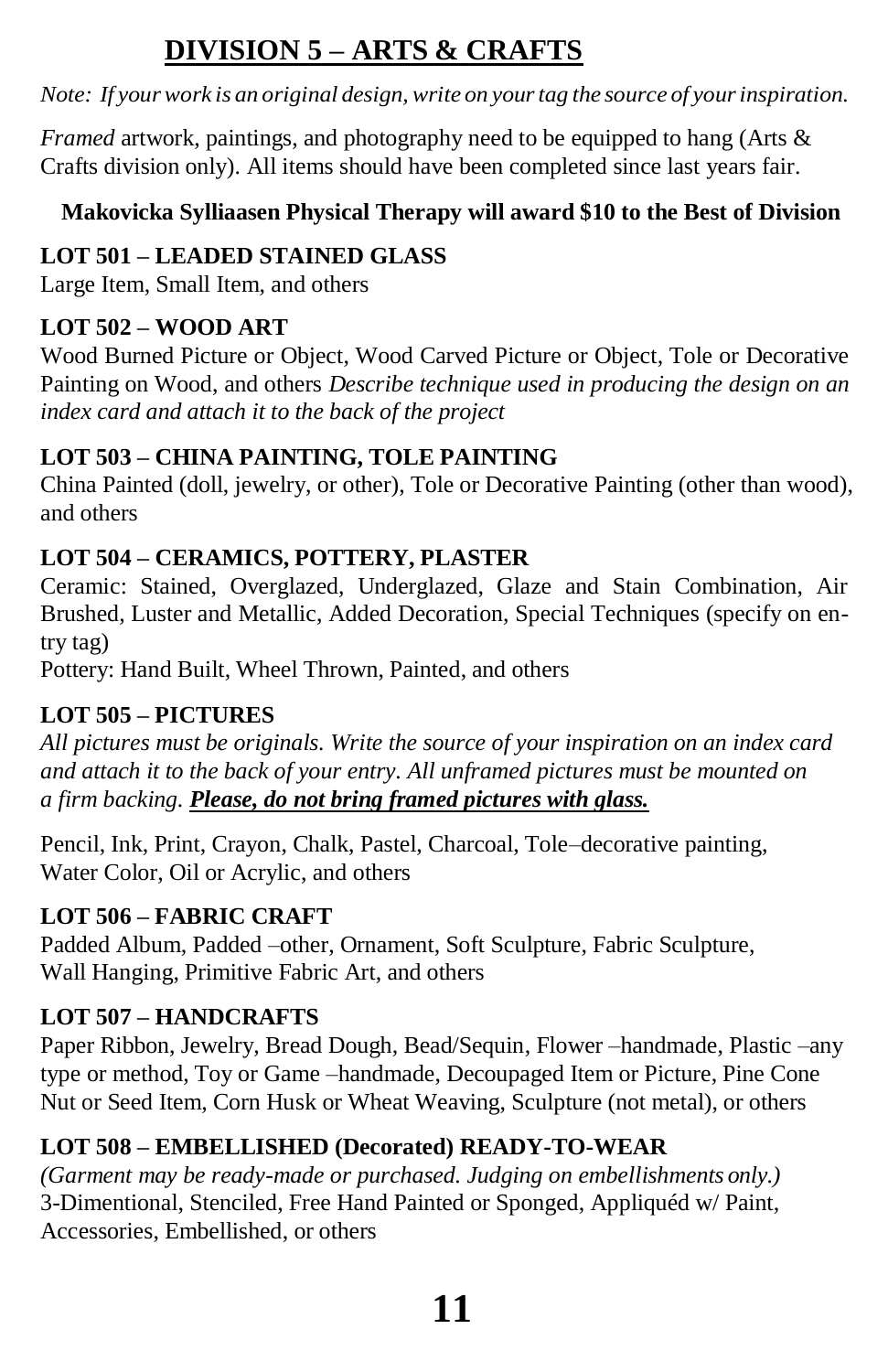# DIVISION 5 – ARTS & CRAFTS

*Note: If your work is an original design, write on your tag the source of your inspiration.*

*Framed* artwork, paintings, and photography need to be equipped to hang (Arts & Crafts division only). All items should have been completed since last years fair.

**Makovicka Sylliaasen Physical Therapy will award $10 to the Best of Division**

**LOT 501 – LEADED STAINED GLASS**
Large Item, Small Item, and others

**LOT 502 – WOOD ART**
Wood Burned Picture or Object, Wood Carved Picture or Object, Tole or Decorative Painting on Wood, and others *Describe technique used in producing the design on an index card and attach it to the back of the project*

**LOT 503 – CHINA PAINTING, TOLE PAINTING**
China Painted (doll, jewelry, or other), Tole or Decorative Painting (other than wood), and others

**LOT 504 – CERAMICS, POTTERY, PLASTER**
Ceramic: Stained, Overglazed, Underglazed, Glaze and Stain Combination, Air Brushed, Luster and Metallic, Added Decoration, Special Techniques (specify on entry tag)
Pottery: Hand Built, Wheel Thrown, Painted, and others

**LOT 505 – PICTURES**
*All pictures must be originals. Write the source of your inspiration on an index card and attach it to the back of your entry. All unframed pictures must be mounted on a firm backing.* ***Please, do not bring framed pictures with glass.***

Pencil, Ink, Print, Crayon, Chalk, Pastel, Charcoal, Tole–decorative painting, Water Color, Oil or Acrylic, and others

**LOT 506 – FABRIC CRAFT**
Padded Album, Padded –other, Ornament, Soft Sculpture, Fabric Sculpture, Wall Hanging, Primitive Fabric Art, and others

**LOT 507 – HANDCRAFTS**
Paper Ribbon, Jewelry, Bread Dough, Bead/Sequin, Flower –handmade, Plastic –any type or method, Toy or Game –handmade, Decoupaged Item or Picture, Pine Cone Nut or Seed Item, Corn Husk or Wheat Weaving, Sculpture (not metal), or others

**LOT 508 – EMBELLISHED (Decorated) READY-TO-WEAR**
*(Garment may be ready-made or purchased. Judging on embellishments only.)*
3-Dimentional, Stenciled, Free Hand Painted or Sponged, Appliquéd w/ Paint, Accessories, Embellished, or others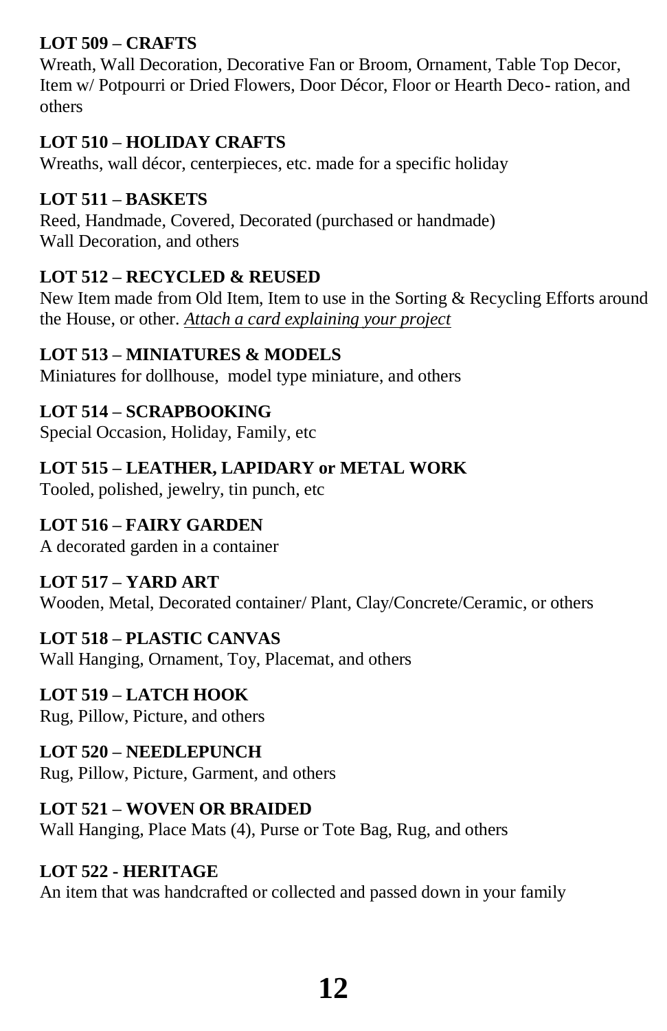**LOT 509 – CRAFTS**
Wreath, Wall Decoration, Decorative Fan or Broom, Ornament, Table Top Decor, Item w/ Potpourri or Dried Flowers, Door Décor, Floor or Hearth Deco- ration, and others

**LOT 510 – HOLIDAY CRAFTS**
Wreaths, wall décor, centerpieces, etc. made for a specific holiday

**LOT 511 – BASKETS**
Reed, Handmade, Covered, Decorated (purchased or handmade)
Wall Decoration, and others

**LOT 512 – RECYCLED & REUSED**
New Item made from Old Item, Item to use in the Sorting & Recycling Efforts around the House, or other. *Attach a card explaining your project*

**LOT 513 – MINIATURES & MODELS**
Miniatures for dollhouse, model type miniature, and others

**LOT 514 – SCRAPBOOKING**
Special Occasion, Holiday, Family, etc

**LOT 515 – LEATHER, LAPIDARY or METAL WORK**
Tooled, polished, jewelry, tin punch, etc

**LOT 516 – FAIRY GARDEN**
A decorated garden in a container

**LOT 517 – YARD ART**
Wooden, Metal, Decorated container/ Plant, Clay/Concrete/Ceramic, or others

**LOT 518 – PLASTIC CANVAS**
Wall Hanging, Ornament, Toy, Placemat, and others

**LOT 519 – LATCH HOOK**
Rug, Pillow, Picture, and others

**LOT 520 – NEEDLEPUNCH**
Rug, Pillow, Picture, Garment, and others

**LOT 521 – WOVEN OR BRAIDED**
Wall Hanging, Place Mats (4), Purse or Tote Bag, Rug, and others

**LOT 522 - HERITAGE**
An item that was handcrafted or collected and passed down in your family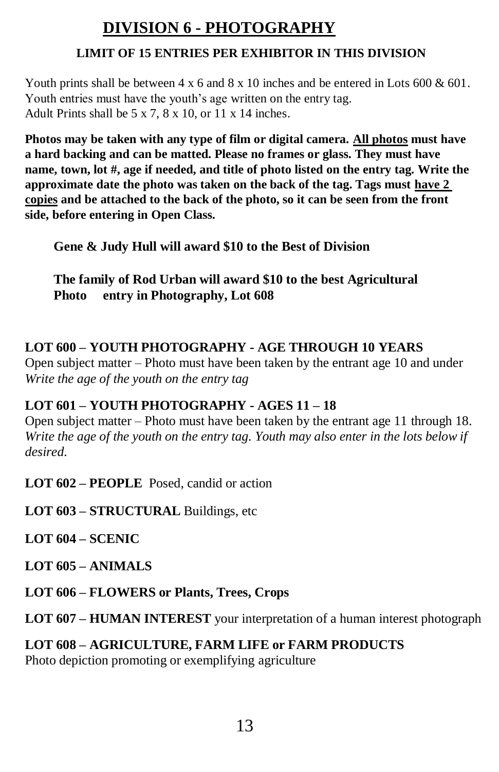# DIVISION 6 - PHOTOGRAPHY

**LIMIT OF 15 ENTRIES PER EXHIBITOR IN THIS DIVISION**

Youth prints shall be between 4 x 6 and 8 x 10 inches and be entered in Lots 600 & 601. Youth entries must have the youth's age written on the entry tag.
Adult Prints shall be 5 x 7, 8 x 10, or 11 x 14 inches.

**Photos may be taken with any type of film or digital camera. All photos must have a hard backing and can be matted. Please no frames or glass. They must have name, town, lot #, age if needed, and title of photo listed on the entry tag. Write the approximate date the photo was taken on the back of the tag. Tags must have 2 copies and be attached to the back of the photo, so it can be seen from the front side, before entering in Open Class.**

**Gene & Judy Hull will award $10 to the Best of Division**

**The family of Rod Urban will award $10 to the best Agricultural Photo entry in Photography, Lot 608**

**LOT 600 – YOUTH PHOTOGRAPHY - AGE THROUGH 10 YEARS**
Open subject matter – Photo must have been taken by the entrant age 10 and under
*Write the age of the youth on the entry tag*

**LOT 601 – YOUTH PHOTOGRAPHY - AGES 11 – 18**
Open subject matter – Photo must have been taken by the entrant age 11 through 18. *Write the age of the youth on the entry tag. Youth may also enter in the lots below if desired.*

**LOT 602 – PEOPLE** Posed, candid or action

**LOT 603 – STRUCTURAL** Buildings, etc

**LOT 604 – SCENIC**

**LOT 605 – ANIMALS**

**LOT 606 – FLOWERS or Plants, Trees, Crops**

**LOT 607 – HUMAN INTEREST** your interpretation of a human interest photograph

**LOT 608 – AGRICULTURE, FARM LIFE or FARM PRODUCTS**
Photo depiction promoting or exemplifying agriculture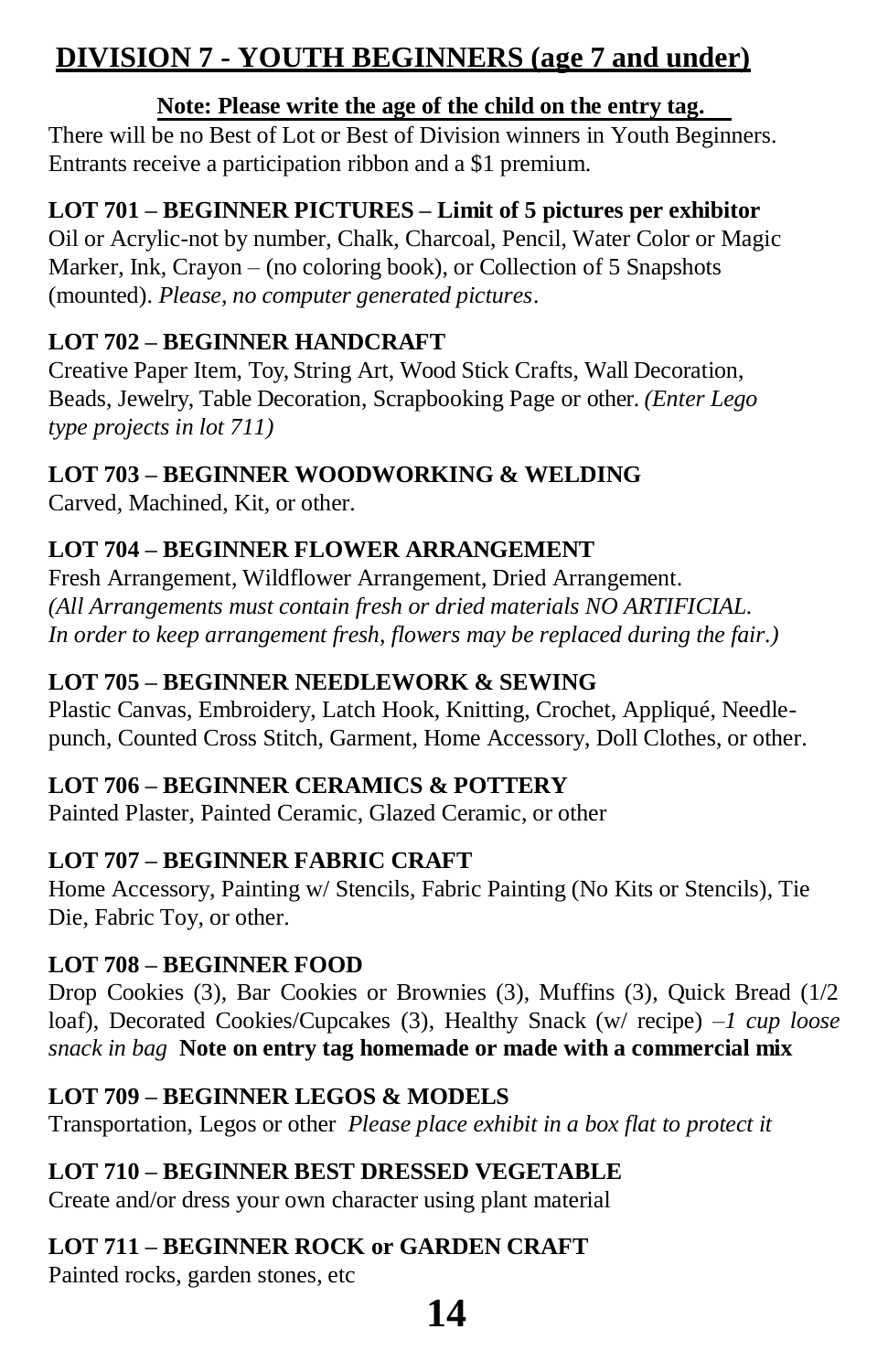## DIVISION 7 - YOUTH BEGINNERS (age 7 and under)

**Note: Please write the age of the child on the entry tag.**

There will be no Best of Lot or Best of Division winners in Youth Beginners. Entrants receive a participation ribbon and a $1 premium.

**LOT 701 – BEGINNER PICTURES – Limit of 5 pictures per exhibitor**
Oil or Acrylic-not by number, Chalk, Charcoal, Pencil, Water Color or Magic Marker, Ink, Crayon – (no coloring book), or Collection of 5 Snapshots (mounted). *Please, no computer generated pictures*.

**LOT 702 – BEGINNER HANDCRAFT**
Creative Paper Item, Toy, String Art, Wood Stick Crafts, Wall Decoration, Beads, Jewelry, Table Decoration, Scrapbooking Page or other. *(Enter Lego type projects in lot 711)*

**LOT 703 – BEGINNER WOODWORKING & WELDING**
Carved, Machined, Kit, or other.

**LOT 704 – BEGINNER FLOWER ARRANGEMENT**
Fresh Arrangement, Wildflower Arrangement, Dried Arrangement. *(All Arrangements must contain fresh or dried materials NO ARTIFICIAL. In order to keep arrangement fresh, flowers may be replaced during the fair.)*

**LOT 705 – BEGINNER NEEDLEWORK & SEWING**
Plastic Canvas, Embroidery, Latch Hook, Knitting, Crochet, Appliqué, Needle-punch, Counted Cross Stitch, Garment, Home Accessory, Doll Clothes, or other.

**LOT 706 – BEGINNER CERAMICS & POTTERY**
Painted Plaster, Painted Ceramic, Glazed Ceramic, or other

**LOT 707 – BEGINNER FABRIC CRAFT**
Home Accessory, Painting w/ Stencils, Fabric Painting (No Kits or Stencils), Tie Die, Fabric Toy, or other.

**LOT 708 – BEGINNER FOOD**
Drop Cookies (3), Bar Cookies or Brownies (3), Muffins (3), Quick Bread (1/2 loaf), Decorated Cookies/Cupcakes (3), Healthy Snack (w/ recipe) –*1 cup loose snack in bag* **Note on entry tag homemade or made with a commercial mix**

**LOT 709 – BEGINNER LEGOS & MODELS**
Transportation, Legos or other *Please place exhibit in a box flat to protect it*

**LOT 710 – BEGINNER BEST DRESSED VEGETABLE**
Create and/or dress your own character using plant material

**LOT 711 – BEGINNER ROCK or GARDEN CRAFT**
Painted rocks, garden stones, etc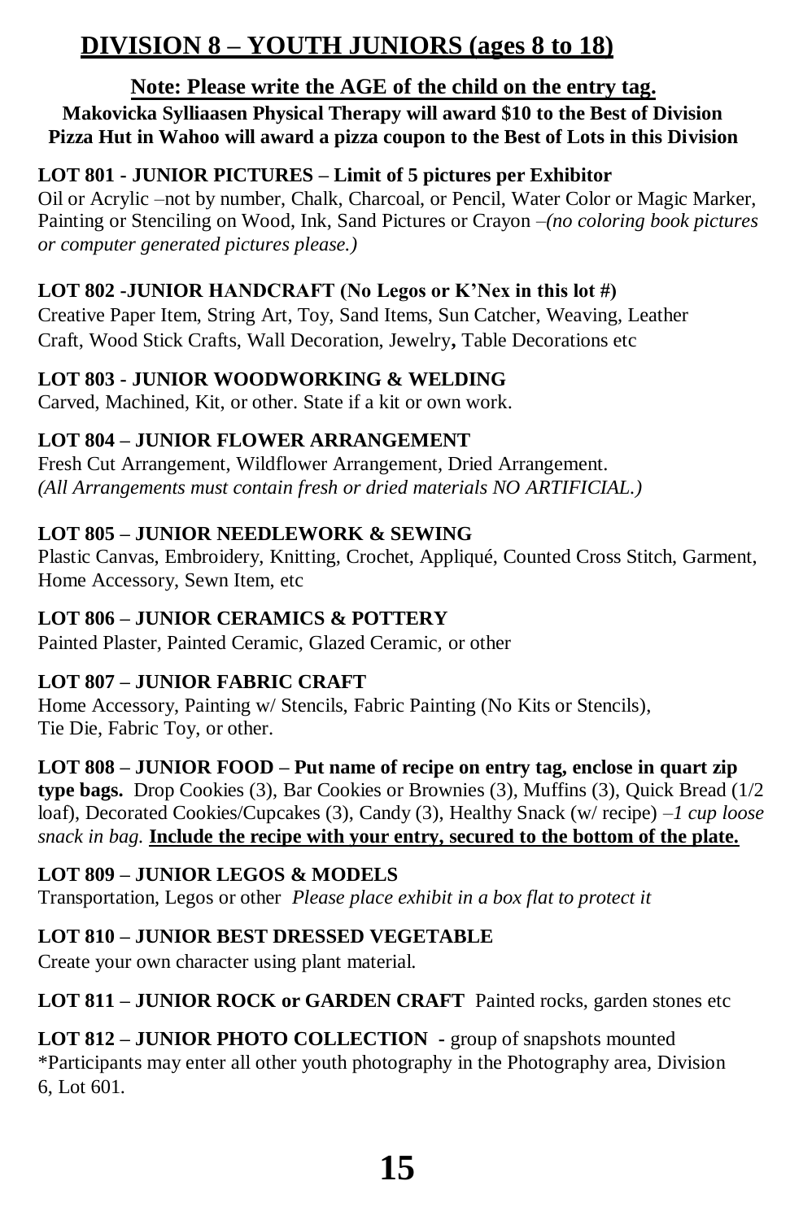## DIVISION 8 – YOUTH JUNIORS (ages 8 to 18)

**Note: Please write the AGE of the child on the entry tag.**

**Makovicka Sylliaasen Physical Therapy will award $10 to the Best of Division**
**Pizza Hut in Wahoo will award a pizza coupon to the Best of Lots in this Division**

**LOT 801 - JUNIOR PICTURES – Limit of 5 pictures per Exhibitor**
Oil or Acrylic –not by number, Chalk, Charcoal, or Pencil, Water Color or Magic Marker, Painting or Stenciling on Wood, Ink, Sand Pictures or Crayon –*(no coloring book pictures or computer generated pictures please.)*

**LOT 802 -JUNIOR HANDCRAFT (No Legos or K'Nex in this lot #)**
Creative Paper Item, String Art, Toy, Sand Items, Sun Catcher, Weaving, Leather Craft, Wood Stick Crafts, Wall Decoration, Jewelry**,** Table Decorations etc

**LOT 803 - JUNIOR WOODWORKING & WELDING**
Carved, Machined, Kit, or other. State if a kit or own work.

**LOT 804 – JUNIOR FLOWER ARRANGEMENT**
Fresh Cut Arrangement, Wildflower Arrangement, Dried Arrangement.
*(All Arrangements must contain fresh or dried materials NO ARTIFICIAL.)*

**LOT 805 – JUNIOR NEEDLEWORK & SEWING**
Plastic Canvas, Embroidery, Knitting, Crochet, Appliqué, Counted Cross Stitch, Garment, Home Accessory, Sewn Item, etc

**LOT 806 – JUNIOR CERAMICS & POTTERY**
Painted Plaster, Painted Ceramic, Glazed Ceramic, or other

**LOT 807 – JUNIOR FABRIC CRAFT**
Home Accessory, Painting w/ Stencils, Fabric Painting (No Kits or Stencils), Tie Die, Fabric Toy, or other.

**LOT 808 – JUNIOR FOOD – Put name of recipe on entry tag, enclose in quart zip type bags.** Drop Cookies (3), Bar Cookies or Brownies (3), Muffins (3), Quick Bread (1/2 loaf), Decorated Cookies/Cupcakes (3), Candy (3), Healthy Snack (w/ recipe) –*1 cup loose snack in bag.* **Include the recipe with your entry, secured to the bottom of the plate.**

**LOT 809 – JUNIOR LEGOS & MODELS**
Transportation, Legos or other *Please place exhibit in a box flat to protect it*

**LOT 810 – JUNIOR BEST DRESSED VEGETABLE**
Create your own character using plant material.

**LOT 811 – JUNIOR ROCK or GARDEN CRAFT** Painted rocks, garden stones etc

**LOT 812 – JUNIOR PHOTO COLLECTION** - group of snapshots mounted
*Participants may enter all other youth photography in the Photography area, Division 6, Lot 601.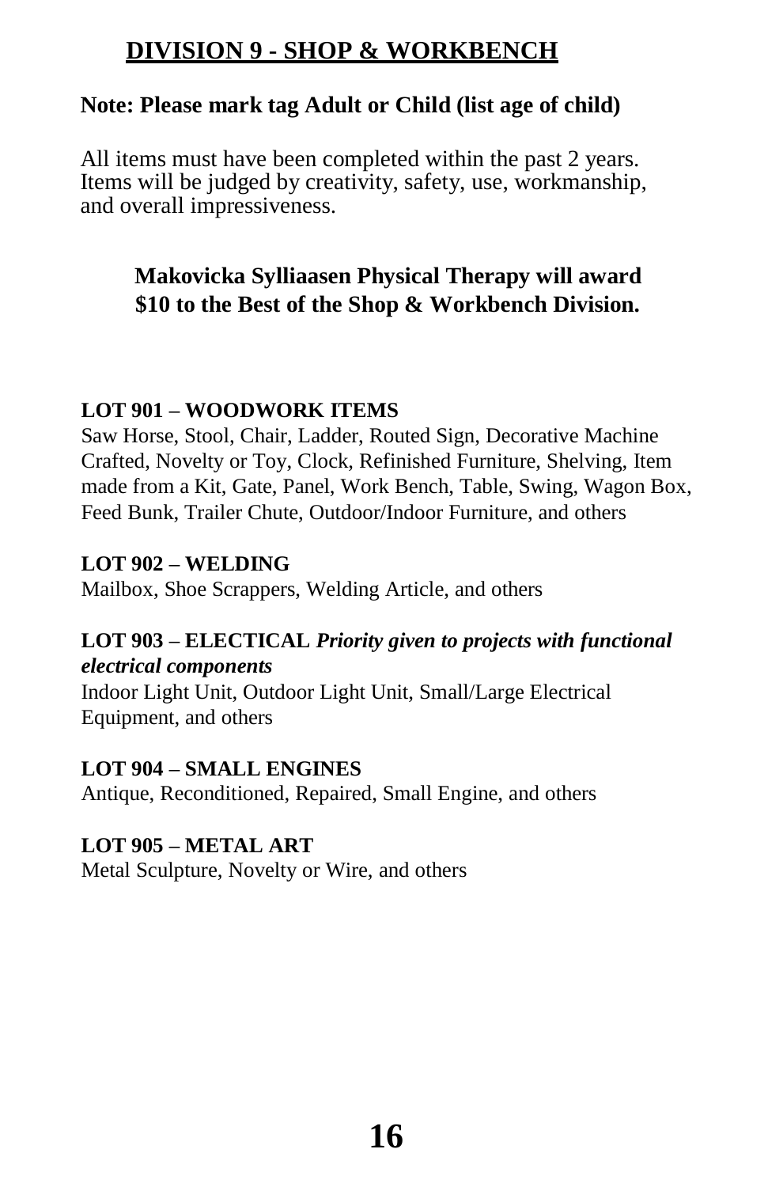## DIVISION 9 - SHOP & WORKBENCH

**Note: Please mark tag Adult or Child (list age of child)**

All items must have been completed within the past 2 years. Items will be judged by creativity, safety, use, workmanship, and overall impressiveness.

**Makovicka Sylliaasen Physical Therapy will award $10 to the Best of the Shop & Workbench Division.**

**LOT 901 – WOODWORK ITEMS**
Saw Horse, Stool, Chair, Ladder, Routed Sign, Decorative Machine Crafted, Novelty or Toy, Clock, Refinished Furniture, Shelving, Item made from a Kit, Gate, Panel, Work Bench, Table, Swing, Wagon Box, Feed Bunk, Trailer Chute, Outdoor/Indoor Furniture, and others

**LOT 902 – WELDING**
Mailbox, Shoe Scrappers, Welding Article, and others

**LOT 903 – ELECTICAL** ***Priority given to projects with functional electrical components***
Indoor Light Unit, Outdoor Light Unit, Small/Large Electrical Equipment, and others

**LOT 904 – SMALL ENGINES**
Antique, Reconditioned, Repaired, Small Engine, and others

**LOT 905 – METAL ART**
Metal Sculpture, Novelty or Wire, and others